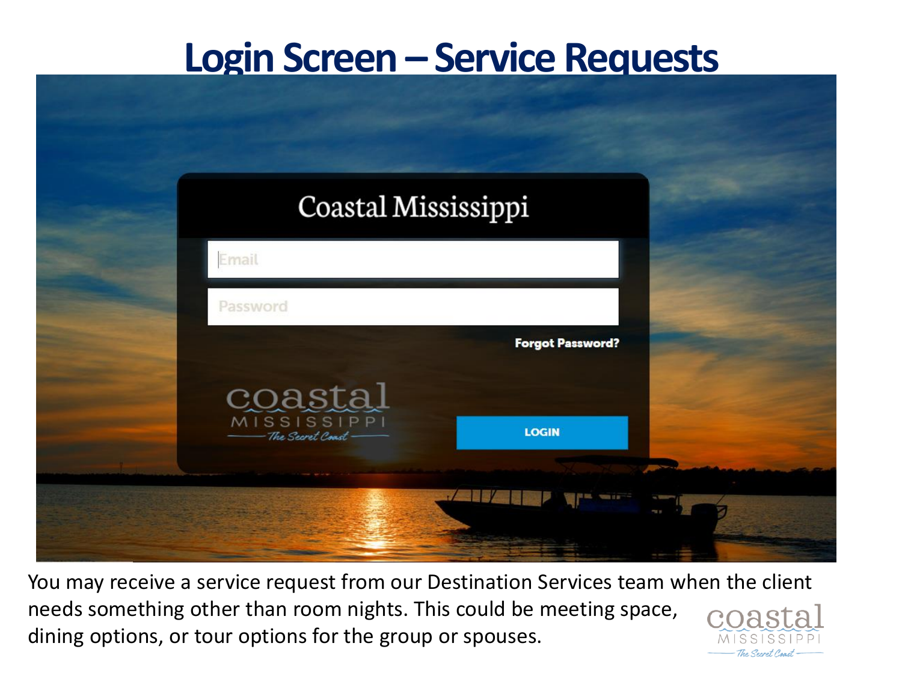# Login Screen – Service Requests

Coastal Mississippi

Email

Password

Forgot Password?

coastal MISSISSIPPI The Secret Coast

LOGIN

You may receive a service request from our Destination Services team when the client needs something other than room nights. This could be meeting space, dining options, or tour options for the group or spouses.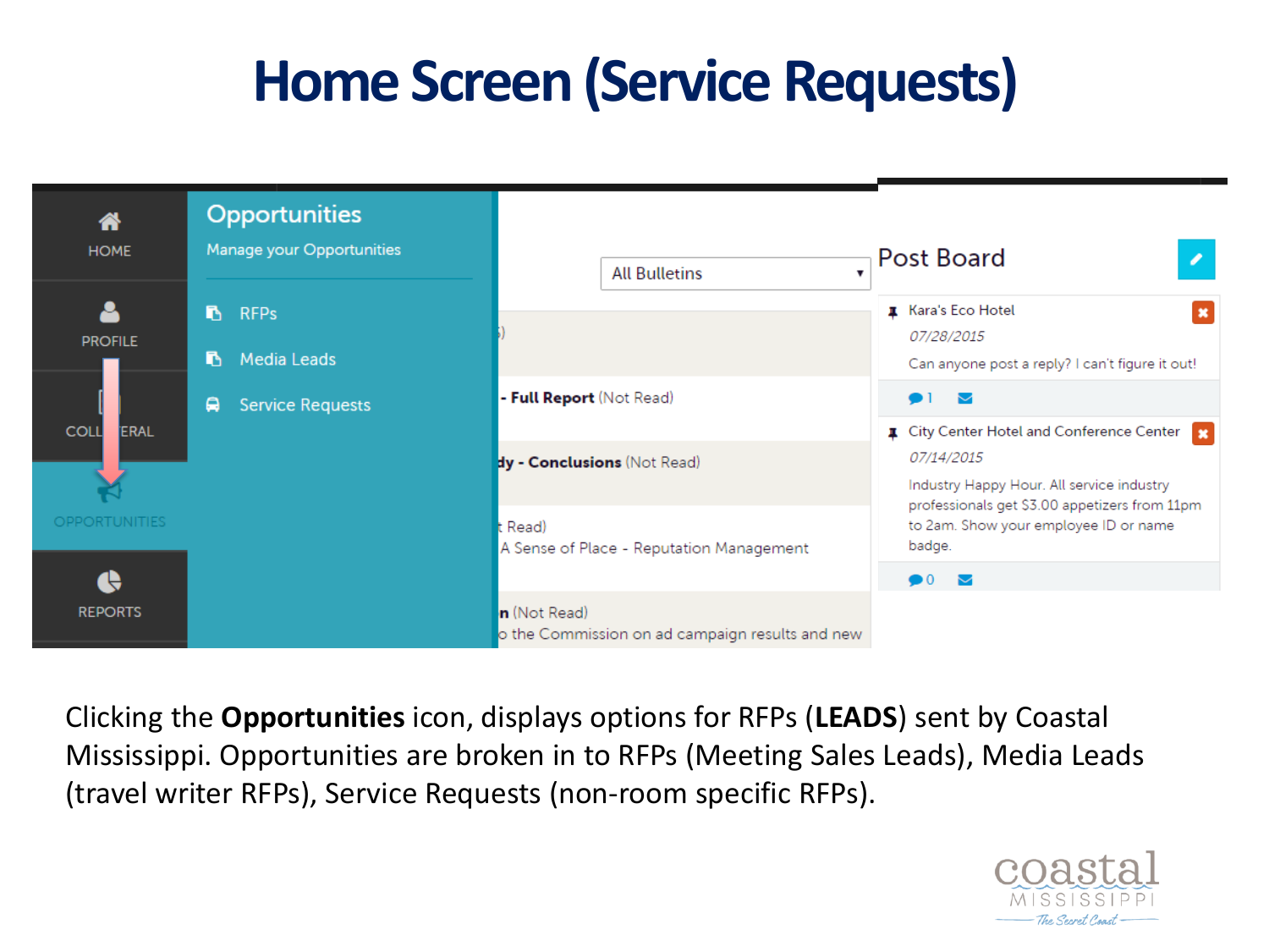# Home Screen (Service Requests)

| HOME |
|---|
| PROFILE |
| COLLATERAL |
| OPPORTUNITIES |
| REPORTS |

**Opportunities**

Manage your Opportunities

- RFPs
- Media Leads
- Service Requests

All Bulletins

- Full Report (Not Read)

dy - Conclusions (Not Read)

t Read)
A Sense of Place - Reputation Management

n (Not Read)
o the Commission on ad campaign results and new

**Post Board**

Kara's Eco Hotel
*07/28/2015*
Can anyone post a reply? I can't figure it out!
1

City Center Hotel and Conference Center
*07/14/2015*
Industry Happy Hour. All service industry professionals get $3.00 appetizers from 11pm to 2am. Show your employee ID or name badge.
0

Clicking the **Opportunities** icon, displays options for RFPs (**LEADS**) sent by Coastal Mississippi. Opportunities are broken in to RFPs (Meeting Sales Leads), Media Leads (travel writer RFPs), Service Requests (non-room specific RFPs).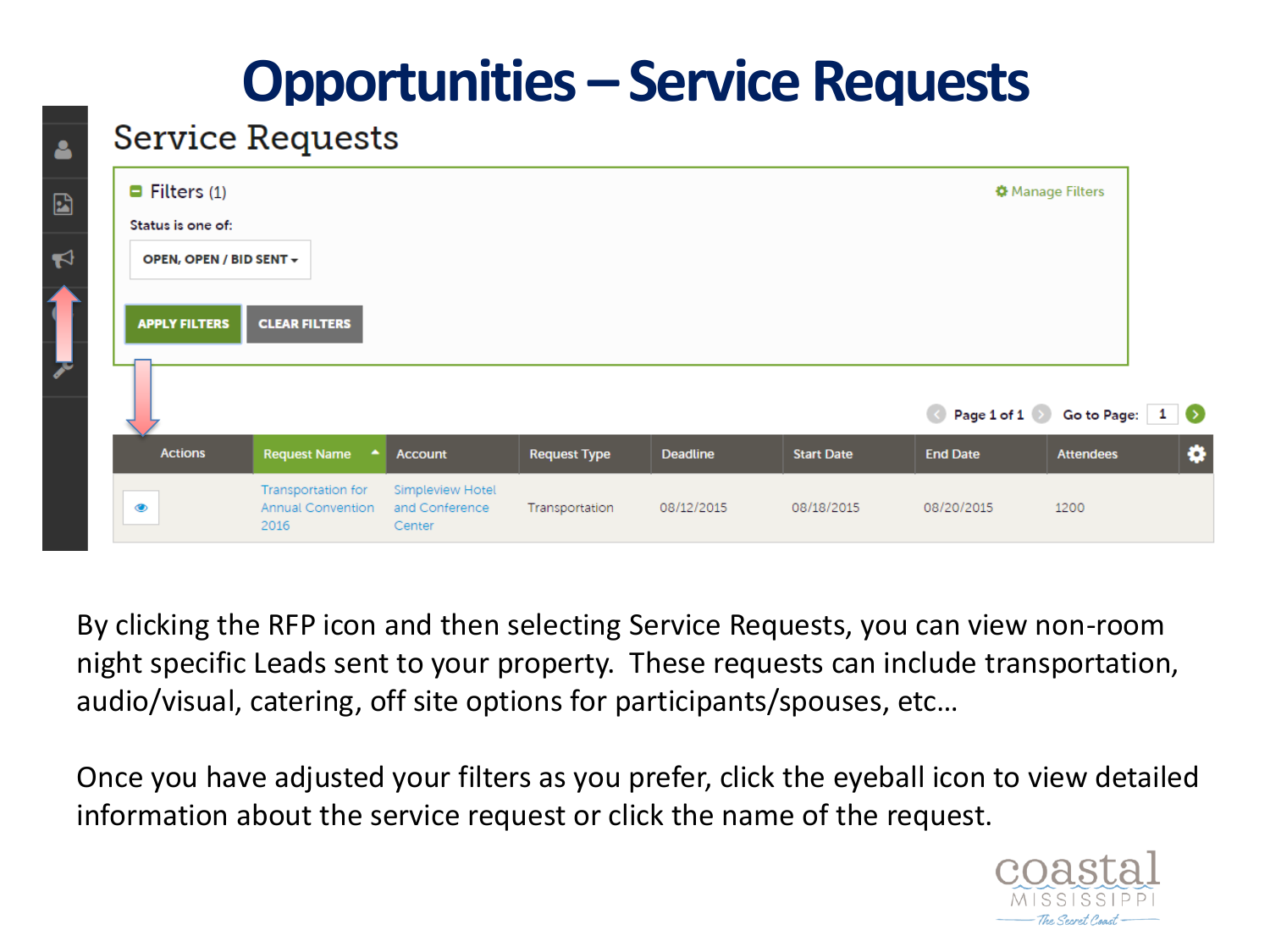# Opportunities – Service Requests

## Service Requests

**Filters** (1) — Manage Filters

Status is one of:

OPEN, OPEN / BID SENT

APPLY FILTERS | CLEAR FILTERS

Page 1 of 1 — Go to Page: 1

| Actions | Request Name | Account | Request Type | Deadline | Start Date | End Date | Attendees |
|---|---|---|---|---|---|---|---|
| | Transportation for Annual Convention 2016 | Simpleview Hotel and Conference Center | Transportation | 08/12/2015 | 08/18/2015 | 08/20/2015 | 1200 |

By clicking the RFP icon and then selecting Service Requests, you can view non-room night specific Leads sent to your property. These requests can include transportation, audio/visual, catering, off site options for participants/spouses, etc…

Once you have adjusted your filters as you prefer, click the eyeball icon to view detailed information about the service request or click the name of the request.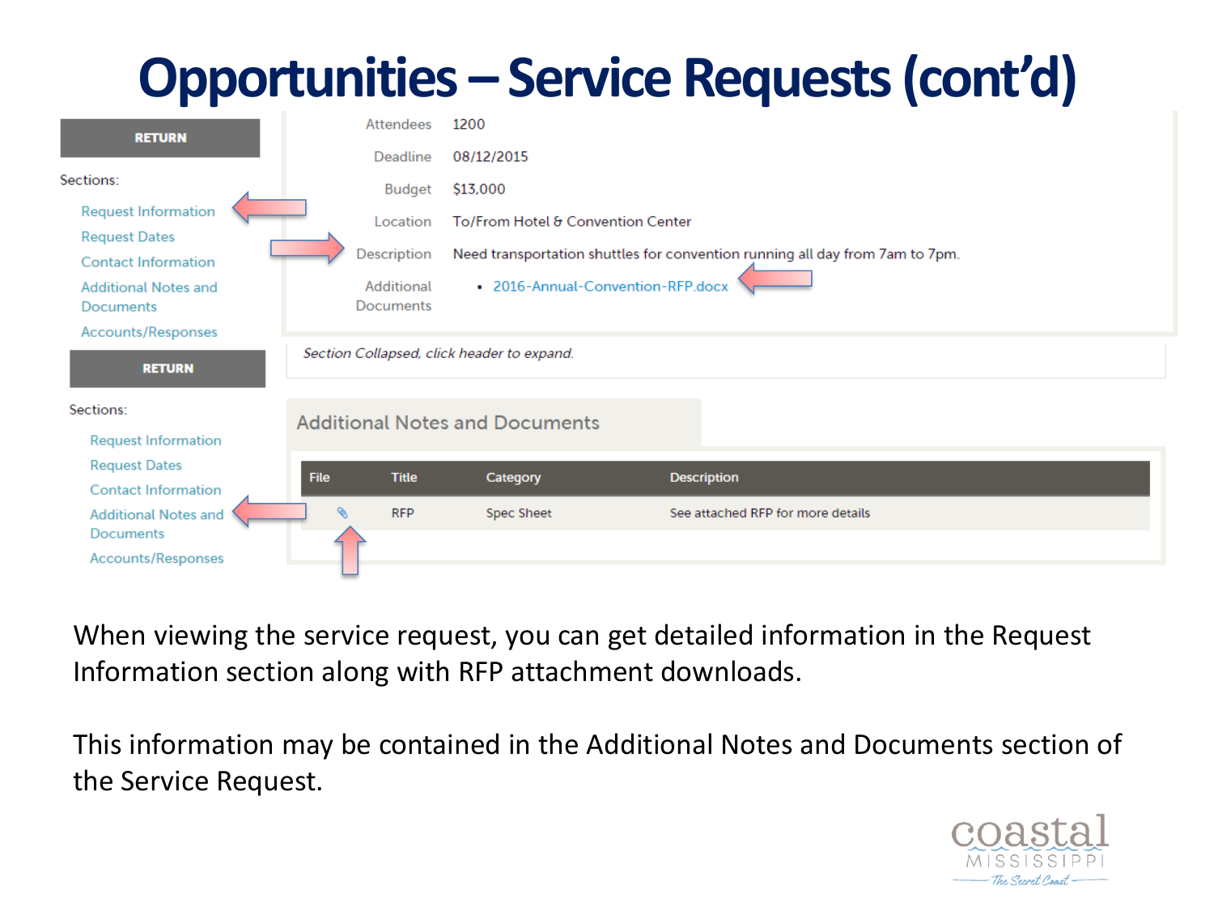# Opportunities – Service Requests (cont'd)

RETURN

Sections:

- Request Information
- Request Dates
- Contact Information
- Additional Notes and Documents
- Accounts/Responses

| | |
|---|---|
| Attendees | 1200 |
| Deadline | 08/12/2015 |
| Budget | $13,000 |
| Location | To/From Hotel & Convention Center |
| Description | Need transportation shuttles for convention running all day from 7am to 7pm. |
| Additional Documents | • 2016-Annual-Convention-RFP.docx |

*Section Collapsed, click header to expand.*

RETURN

Sections:

- Request Information
- Request Dates
- Contact Information
- Additional Notes and Documents
- Accounts/Responses

## Additional Notes and Documents

| File | Title | Category | Description |
|---|---|---|---|
| 📎 | RFP | Spec Sheet | See attached RFP for more details |

When viewing the service request, you can get detailed information in the Request Information section along with RFP attachment downloads.

This information may be contained in the Additional Notes and Documents section of the Service Request.

coastal MISSISSIPPI The Secret Coast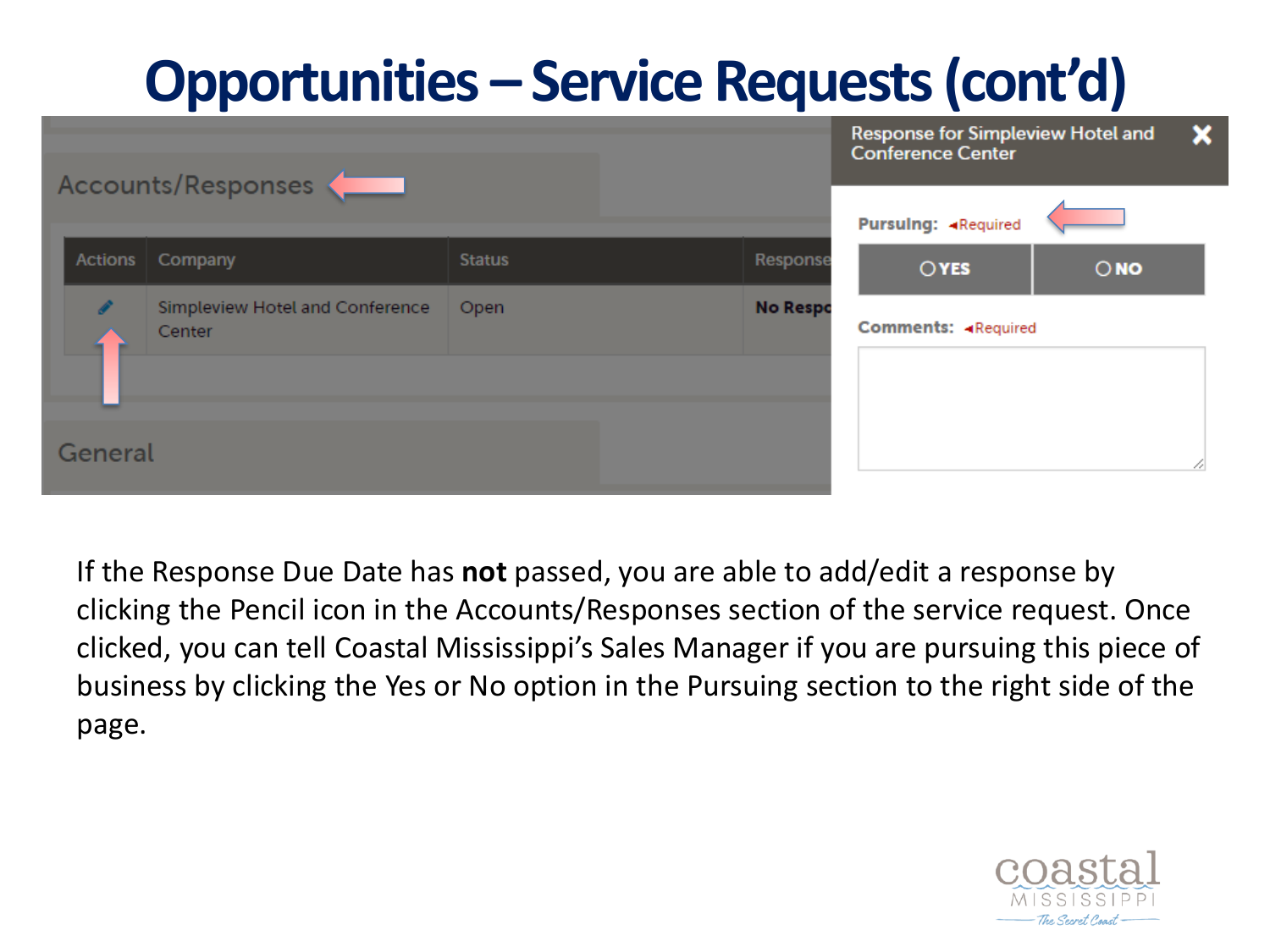# Opportunities – Service Requests (cont'd)

Accounts/Responses

| Actions | Company | Status | Response |
|---|---|---|---|
| | Simpleview Hotel and Conference Center | Open | No Respo |

General

Response for Simpleview Hotel and Conference Center

Pursuing: Required

YES NO

Comments: Required

If the Response Due Date has **not** passed, you are able to add/edit a response by clicking the Pencil icon in the Accounts/Responses section of the service request. Once clicked, you can tell Coastal Mississippi's Sales Manager if you are pursuing this piece of business by clicking the Yes or No option in the Pursuing section to the right side of the page.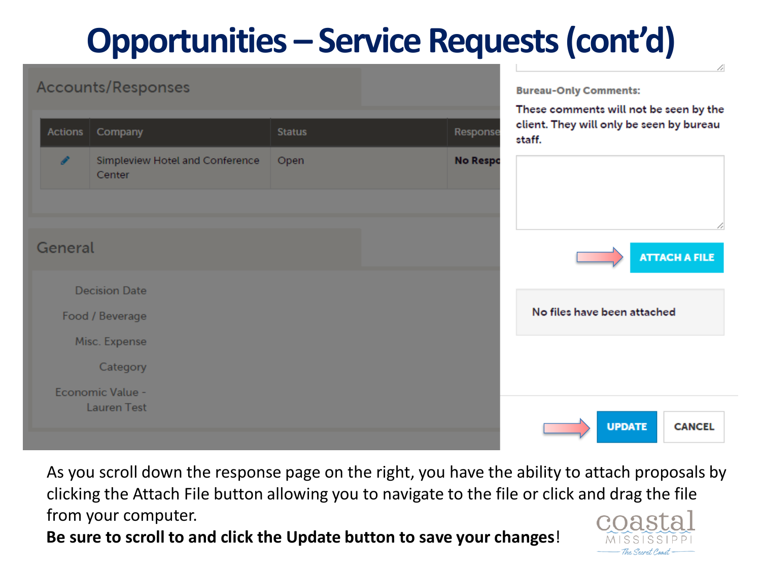# Opportunities – Service Requests (cont'd)

## Accounts/Responses

| Actions | Company | Status | Response |
| --- | --- | --- | --- |
| | Simpleview Hotel and Conference Center | Open | No Respo |

## General

Decision Date

Food / Beverage

Misc. Expense

Category

Economic Value - Lauren Test

**Bureau-Only Comments:**

These comments will not be seen by the client. They will only be seen by bureau staff.

ATTACH A FILE

No files have been attached

UPDATE

CANCEL

As you scroll down the response page on the right, you have the ability to attach proposals by clicking the Attach File button allowing you to navigate to the file or click and drag the file from your computer.

**Be sure to scroll to and click the Update button to save your changes**!

coastal MISSISSIPPI The Secret Coast